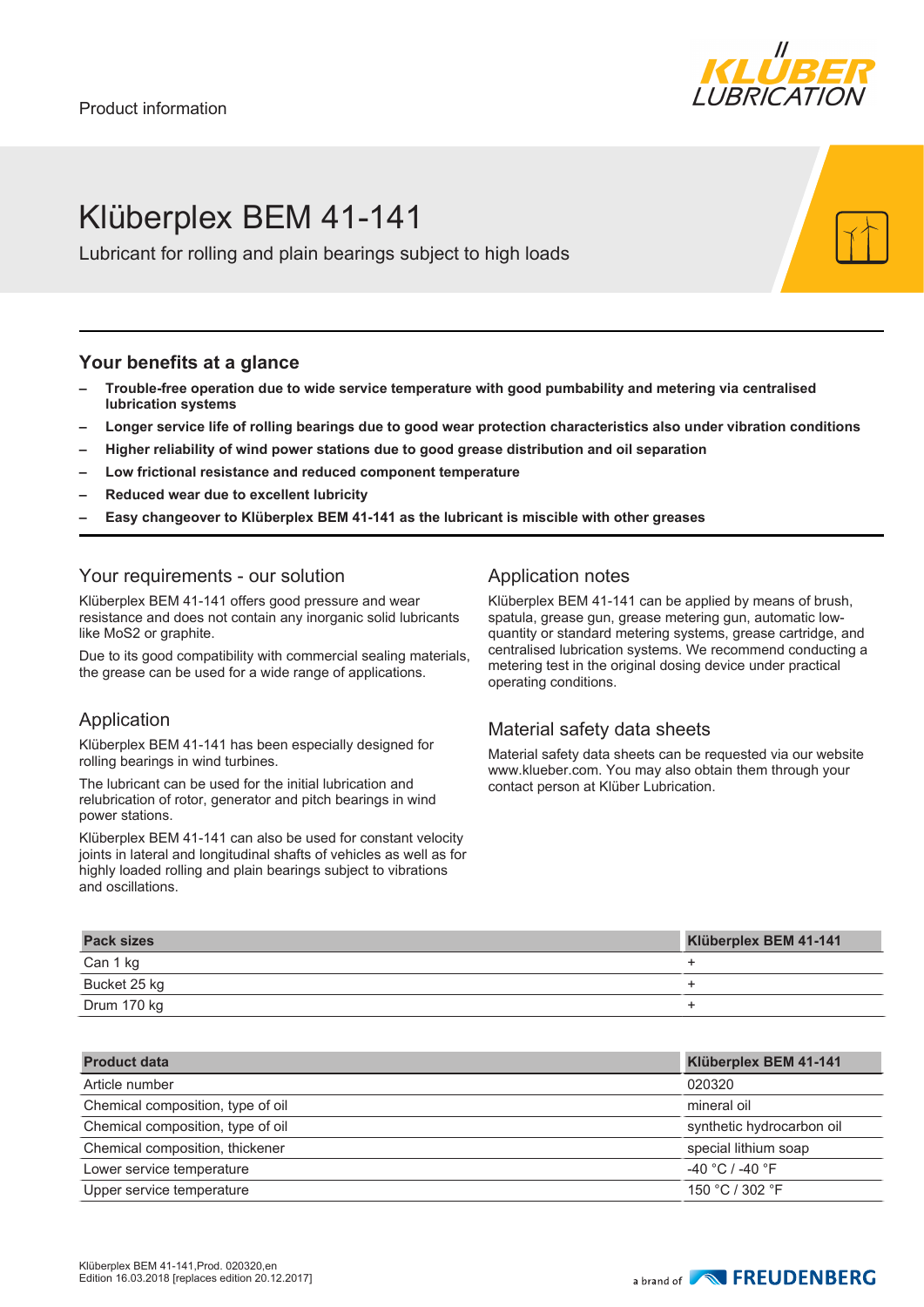Product information

# Klüberplex BEM 41-141

Lubricant for rolling and plain bearings subject to high loads

## Your benefits at a glance

- **Trouble-free operation due to wide service temperature with good pumbability and metering via centralised lubrication systems**
- **Longer service life of rolling bearings due to good wear protection characteristics also under vibration conditions**
- **Higher reliability of wind power stations due to good grease distribution and oil separation**
- **Low frictional resistance and reduced component temperature**
- **Reduced wear due to excellent lubricity**
- **Easy changeover to Klüberplex BEM 41-141 as the lubricant is miscible with other greases**

## Your requirements - our solution

Klüberplex BEM 41-141 offers good pressure and wear resistance and does not contain any inorganic solid lubricants like $MoS_2$ or graphite.

Due to its good compatibility with commercial sealing materials, the grease can be used for a wide range of applications.

## Application

Klüberplex BEM 41-141 has been especially designed for rolling bearings in wind turbines.

The lubricant can be used for the initial lubrication and relubrication of rotor, generator and pitch bearings in wind power stations.

Klüberplex BEM 41-141 can also be used for constant velocity joints in lateral and longitudinal shafts of vehicles as well as for highly loaded rolling and plain bearings subject to vibrations and oscillations.

## Application notes

Klüberplex BEM 41-141 can be applied by means of brush, spatula, grease gun, grease metering gun, automatic low-quantity or standard metering systems, grease cartridge, and centralised lubrication systems. We recommend conducting a metering test in the original dosing device under practical operating conditions.

## Material safety data sheets

Material safety data sheets can be requested via our website www.klueber.com. You may also obtain them through your contact person at Klüber Lubrication.

| Pack sizes | Klüberplex BEM 41-141 |
| --- | --- |
| Can 1 kg | + |
| Bucket 25 kg | + |
| Drum 170 kg | + |

| Product data | Klüberplex BEM 41-141 |
| --- | --- |
| Article number | 020320 |
| Chemical composition, type of oil | mineral oil |
| Chemical composition, type of oil | synthetic hydrocarbon oil |
| Chemical composition, thickener | special lithium soap |
| Lower service temperature | -40 °C / -40 °F |
| Upper service temperature | 150 °C / 302 °F |

Klüberplex BEM 41-141,Prod. 020320,en
Edition 16.03.2018 [replaces edition 20.12.2017]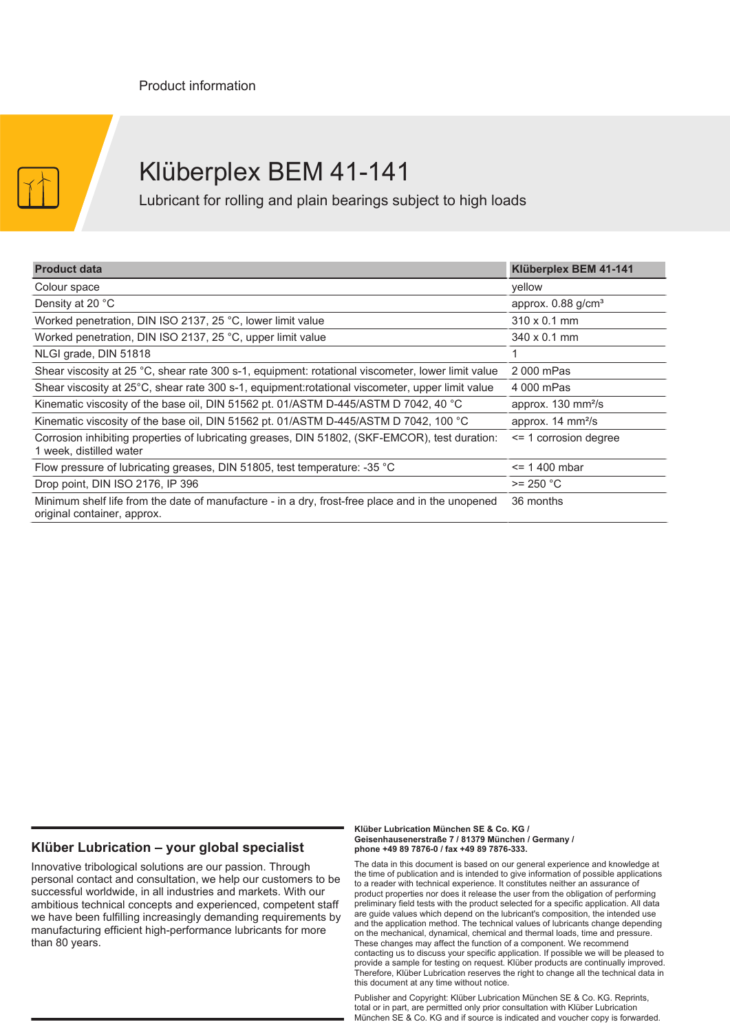Product information

# Klüberplex BEM 41-141

Lubricant for rolling and plain bearings subject to high loads

| Product data | Klüberplex BEM 41-141 |
|---|---|
| Colour space | yellow |
| Density at 20 °C | approx. 0.88 g/cm³ |
| Worked penetration, DIN ISO 2137, 25 °C, lower limit value | 310 x 0.1 mm |
| Worked penetration, DIN ISO 2137, 25 °C, upper limit value | 340 x 0.1 mm |
| NLGI grade, DIN 51818 | 1 |
| Shear viscosity at 25 °C, shear rate 300 s-1, equipment: rotational viscometer, lower limit value | 2 000 mPas |
| Shear viscosity at 25°C, shear rate 300 s-1, equipment:rotational viscometer, upper limit value | 4 000 mPas |
| Kinematic viscosity of the base oil, DIN 51562 pt. 01/ASTM D-445/ASTM D 7042, 40 °C | approx. 130 mm²/s |
| Kinematic viscosity of the base oil, DIN 51562 pt. 01/ASTM D-445/ASTM D 7042, 100 °C | approx. 14 mm²/s |
| Corrosion inhibiting properties of lubricating greases, DIN 51802, (SKF-EMCOR), test duration: 1 week, distilled water | <= 1 corrosion degree |
| Flow pressure of lubricating greases, DIN 51805, test temperature: -35 °C | <= 1 400 mbar |
| Drop point, DIN ISO 2176, IP 396 | >= 250 °C |
| Minimum shelf life from the date of manufacture - in a dry, frost-free place and in the unopened original container, approx. | 36 months |

## Klüber Lubrication – your global specialist

Innovative tribological solutions are our passion. Through personal contact and consultation, we help our customers to be successful worldwide, in all industries and markets. With our ambitious technical concepts and experienced, competent staff we have been fulfilling increasingly demanding requirements by manufacturing efficient high-performance lubricants for more than 80 years.

**Klüber Lubrication München SE & Co. KG / Geisenhausenerstraße 7 / 81379 München / Germany / phone +49 89 7876-0 / fax +49 89 7876-333.**

The data in this document is based on our general experience and knowledge at the time of publication and is intended to give information of possible applications to a reader with technical experience. It constitutes neither an assurance of product properties nor does it release the user from the obligation of performing preliminary field tests with the product selected for a specific application. All data are guide values which depend on the lubricant's composition, the intended use and the application method. The technical values of lubricants change depending on the mechanical, dynamical, chemical and thermal loads, time and pressure. These changes may affect the function of a component. We recommend contacting us to discuss your specific application. If possible we will be pleased to provide a sample for testing on request. Klüber products are continually improved. Therefore, Klüber Lubrication reserves the right to change all the technical data in this document at any time without notice.

Publisher and Copyright: Klüber Lubrication München SE & Co. KG. Reprints, total or in part, are permitted only prior consultation with Klüber Lubrication München SE & Co. KG and if source is indicated and voucher copy is forwarded.